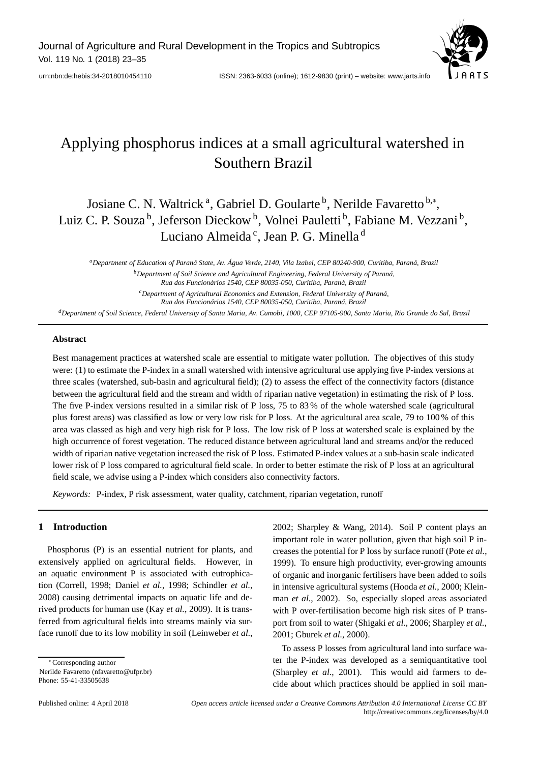# Applying phosphorus indices at a small agricultural watershed in Southern Brazil

Josiane C. N. Waltrick [a], Gabriel D. Goularte [b], Nerilde Favaretto [b,*], Luiz C. P. Souza [b], Jeferson Dieckow [b], Volnei Pauletti [b], Fabiane M. Vezzani [b], Luciano Almeida [c], Jean P. G. Minella [d]

[a] *Department of Education of Paraná State, Av. Água Verde, 2140, Vila Izabel, CEP 80240-900, Curitiba, Paraná, Brazil*

[b] *Department of Soil Science and Agricultural Engineering, Federal University of Paraná, Rua dos Funcionários 1540, CEP 80035-050, Curitiba, Paraná, Brazil*

[c] *Department of Agricultural Economics and Extension, Federal University of Paraná, Rua dos Funcionários 1540, CEP 80035-050, Curitiba, Paraná, Brazil*

[d] *Department of Soil Science, Federal University of Santa Maria, Av. Camobi, 1000, CEP 97105-900, Santa Maria, Rio Grande do Sul, Brazil*

## Abstract

Best management practices at watershed scale are essential to mitigate water pollution. The objectives of this study were: (1) to estimate the P-index in a small watershed with intensive agricultural use applying five P-index versions at three scales (watershed, sub-basin and agricultural field); (2) to assess the effect of the connectivity factors (distance between the agricultural field and the stream and width of riparian native vegetation) in estimating the risk of P loss. The five P-index versions resulted in a similar risk of P loss, 75 to 83 % of the whole watershed scale (agricultural plus forest areas) was classified as low or very low risk for P loss. At the agricultural area scale, 79 to 100 % of this area was classed as high and very high risk for P loss. The low risk of P loss at watershed scale is explained by the high occurrence of forest vegetation. The reduced distance between agricultural land and streams and/or the reduced width of riparian native vegetation increased the risk of P loss. Estimated P-index values at a sub-basin scale indicated lower risk of P loss compared to agricultural field scale. In order to better estimate the risk of P loss at an agricultural field scale, we advise using a P-index which considers also connectivity factors.

*Keywords:* P-index, P risk assessment, water quality, catchment, riparian vegetation, runoff

## 1 Introduction

Phosphorus (P) is an essential nutrient for plants, and extensively applied on agricultural fields. However, in an aquatic environment P is associated with eutrophication (Correll, 1998; Daniel *et al.*, 1998; Schindler *et al.*, 2008) causing detrimental impacts on aquatic life and derived products for human use (Kay *et al.*, 2009). It is transferred from agricultural fields into streams mainly via surface runoff due to its low mobility in soil (Leinweber *et al.*, 2002; Sharpley & Wang, 2014). Soil P content plays an important role in water pollution, given that high soil P increases the potential for P loss by surface runoff (Pote *et al.*, 1999). To ensure high productivity, ever-growing amounts of organic and inorganic fertilisers have been added to soils in intensive agricultural systems (Hooda *et al.*, 2000; Kleinman *et al.*, 2002). So, especially sloped areas associated with P over-fertilisation become high risk sites of P transport from soil to water (Shigaki *et al.*, 2006; Sharpley *et al.*, 2001; Gburek *et al.*, 2000).

To assess P losses from agricultural land into surface water the P-index was developed as a semiquantitative tool (Sharpley *et al.*, 2001). This would aid farmers to decide about which practices should be applied in soil man-

* Corresponding author
Nerilde Favaretto (nfavaretto@ufpr.br)
Phone: 55-41-33505638

Published online: 4 April 2018

*Open access article licensed under a Creative Commons Attribution 4.0 International License CC BY*
http://creativecommons.org/licenses/by/4.0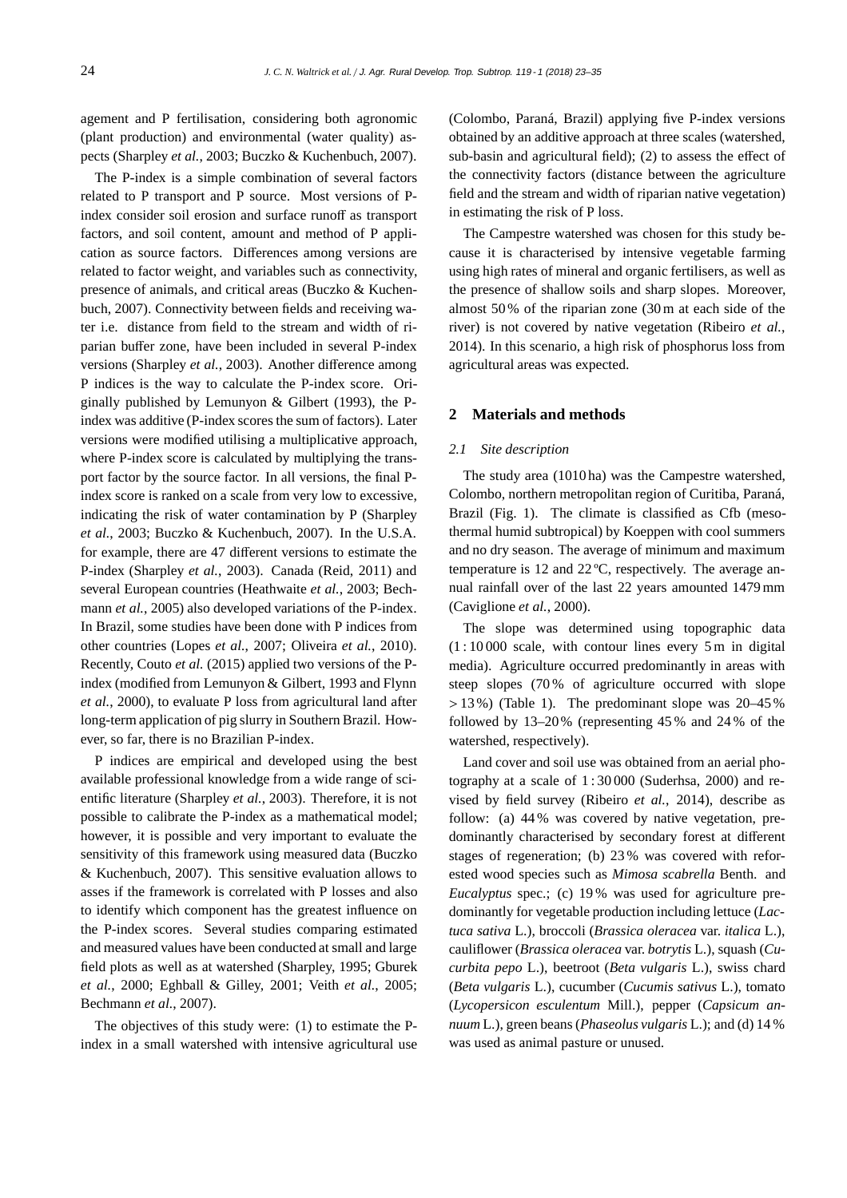agement and P fertilisation, considering both agronomic (plant production) and environmental (water quality) aspects (Sharpley *et al.*, 2003; Buczko & Kuchenbuch, 2007).

The P-index is a simple combination of several factors related to P transport and P source. Most versions of P-index consider soil erosion and surface runoff as transport factors, and soil content, amount and method of P application as source factors. Differences among versions are related to factor weight, and variables such as connectivity, presence of animals, and critical areas (Buczko & Kuchenbuch, 2007). Connectivity between fields and receiving water i.e. distance from field to the stream and width of riparian buffer zone, have been included in several P-index versions (Sharpley *et al.*, 2003). Another difference among P indices is the way to calculate the P-index score. Originally published by Lemunyon & Gilbert (1993), the P-index was additive (P-index scores the sum of factors). Later versions were modified utilising a multiplicative approach, where P-index score is calculated by multiplying the transport factor by the source factor. In all versions, the final P-index score is ranked on a scale from very low to excessive, indicating the risk of water contamination by P (Sharpley *et al.*, 2003; Buczko & Kuchenbuch, 2007). In the U.S.A. for example, there are 47 different versions to estimate the P-index (Sharpley *et al.*, 2003). Canada (Reid, 2011) and several European countries (Heathwaite *et al.*, 2003; Bechmann *et al.*, 2005) also developed variations of the P-index. In Brazil, some studies have been done with P indices from other countries (Lopes *et al.*, 2007; Oliveira *et al.*, 2010). Recently, Couto *et al.* (2015) applied two versions of the P-index (modified from Lemunyon & Gilbert, 1993 and Flynn *et al.*, 2000), to evaluate P loss from agricultural land after long-term application of pig slurry in Southern Brazil. However, so far, there is no Brazilian P-index.

P indices are empirical and developed using the best available professional knowledge from a wide range of scientific literature (Sharpley *et al.*, 2003). Therefore, it is not possible to calibrate the P-index as a mathematical model; however, it is possible and very important to evaluate the sensitivity of this framework using measured data (Buczko & Kuchenbuch, 2007). This sensitive evaluation allows to asses if the framework is correlated with P losses and also to identify which component has the greatest influence on the P-index scores. Several studies comparing estimated and measured values have been conducted at small and large field plots as well as at watershed (Sharpley, 1995; Gburek *et al.*, 2000; Eghball & Gilley, 2001; Veith *et al.*, 2005; Bechmann *et al.*, 2007).

The objectives of this study were: (1) to estimate the P-index in a small watershed with intensive agricultural use (Colombo, Paraná, Brazil) applying five P-index versions obtained by an additive approach at three scales (watershed, sub-basin and agricultural field); (2) to assess the effect of the connectivity factors (distance between the agriculture field and the stream and width of riparian native vegetation) in estimating the risk of P loss.

The Campestre watershed was chosen for this study because it is characterised by intensive vegetable farming using high rates of mineral and organic fertilisers, as well as the presence of shallow soils and sharp slopes. Moreover, almost 50 % of the riparian zone (30 m at each side of the river) is not covered by native vegetation (Ribeiro *et al.*, 2014). In this scenario, a high risk of phosphorus loss from agricultural areas was expected.

## 2 Materials and methods

### *2.1 Site description*

The study area (1010 ha) was the Campestre watershed, Colombo, northern metropolitan region of Curitiba, Paraná, Brazil (Fig. 1). The climate is classified as Cfb (mesothermal humid subtropical) by Koeppen with cool summers and no dry season. The average of minimum and maximum temperature is 12 and 22 ºC, respectively. The average annual rainfall over of the last 22 years amounted 1479 mm (Caviglione *et al.*, 2000).

The slope was determined using topographic data (1 : 10 000 scale, with contour lines every 5 m in digital media). Agriculture occurred predominantly in areas with steep slopes (70 % of agriculture occurred with slope > 13 %) (Table 1). The predominant slope was 20–45 % followed by 13–20 % (representing 45 % and 24 % of the watershed, respectively).

Land cover and soil use was obtained from an aerial photography at a scale of 1 : 30 000 (Suderhsa, 2000) and revised by field survey (Ribeiro *et al.*, 2014), describe as follow: (a) 44 % was covered by native vegetation, predominantly characterised by secondary forest at different stages of regeneration; (b) 23 % was covered with reforested wood species such as *Mimosa scabrella* Benth. and *Eucalyptus* spec.; (c) 19 % was used for agriculture predominantly for vegetable production including lettuce (*Lactuca sativa* L.), broccoli (*Brassica oleracea* var. *italica* L.), cauliflower (*Brassica oleracea* var. *botrytis* L.), squash (*Cucurbita pepo* L.), beetroot (*Beta vulgaris* L.), swiss chard (*Beta vulgaris* L.), cucumber (*Cucumis sativus* L.), tomato (*Lycopersicon esculentum* Mill.), pepper (*Capsicum annuum* L.), green beans (*Phaseolus vulgaris* L.); and (d) 14 % was used as animal pasture or unused.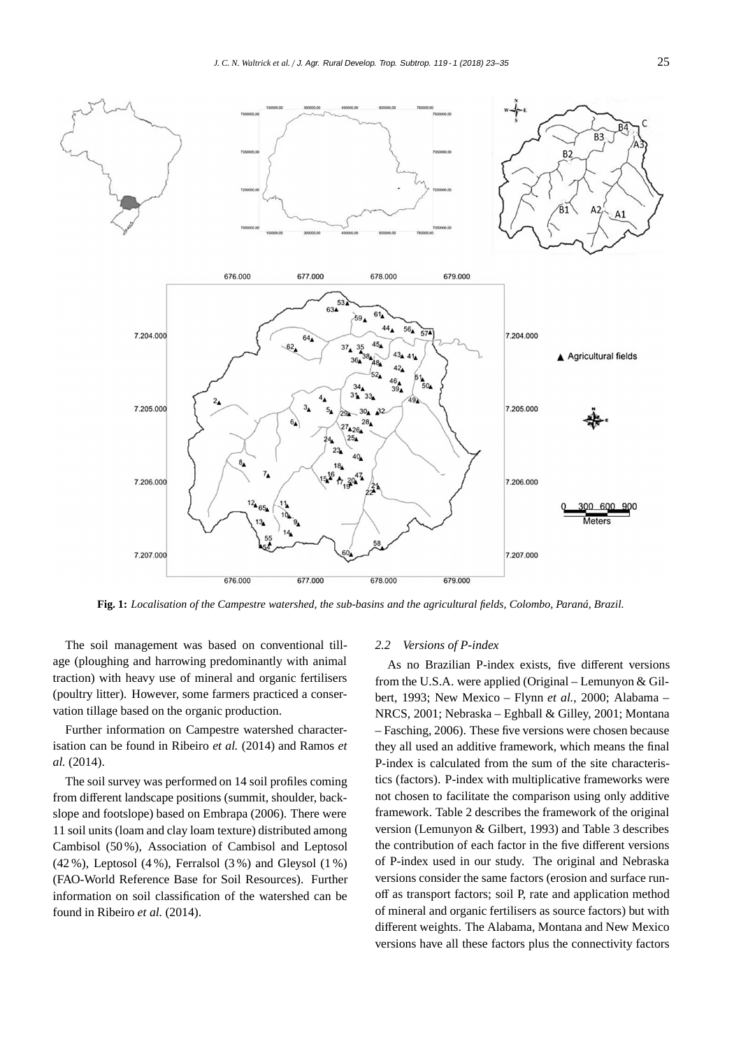**Fig. 1:** *Localisation of the Campestre watershed, the sub-basins and the agricultural fields, Colombo, Paraná, Brazil.*

The soil management was based on conventional tillage (ploughing and harrowing predominantly with animal traction) with heavy use of mineral and organic fertilisers (poultry litter). However, some farmers practiced a conservation tillage based on the organic production.

Further information on Campestre watershed characterisation can be found in Ribeiro *et al.* (2014) and Ramos *et al.* (2014).

The soil survey was performed on 14 soil profiles coming from different landscape positions (summit, shoulder, backslope and footslope) based on Embrapa (2006). There were 11 soil units (loam and clay loam texture) distributed among Cambisol (50 %), Association of Cambisol and Leptosol (42 %), Leptosol (4 %), Ferralsol (3 %) and Gleysol (1 %) (FAO-World Reference Base for Soil Resources). Further information on soil classification of the watershed can be found in Ribeiro *et al.* (2014).

### *2.2 Versions of P-index*

As no Brazilian P-index exists, five different versions from the U.S.A. were applied (Original – Lemunyon & Gilbert, 1993; New Mexico – Flynn *et al.*, 2000; Alabama – NRCS, 2001; Nebraska – Eghball & Gilley, 2001; Montana – Fasching, 2006). These five versions were chosen because they all used an additive framework, which means the final P-index is calculated from the sum of the site characteristics (factors). P-index with multiplicative frameworks were not chosen to facilitate the comparison using only additive framework. Table 2 describes the framework of the original version (Lemunyon & Gilbert, 1993) and Table 3 describes the contribution of each factor in the five different versions of P-index used in our study. The original and Nebraska versions consider the same factors (erosion and surface runoff as transport factors; soil P, rate and application method of mineral and organic fertilisers as source factors) but with different weights. The Alabama, Montana and New Mexico versions have all these factors plus the connectivity factors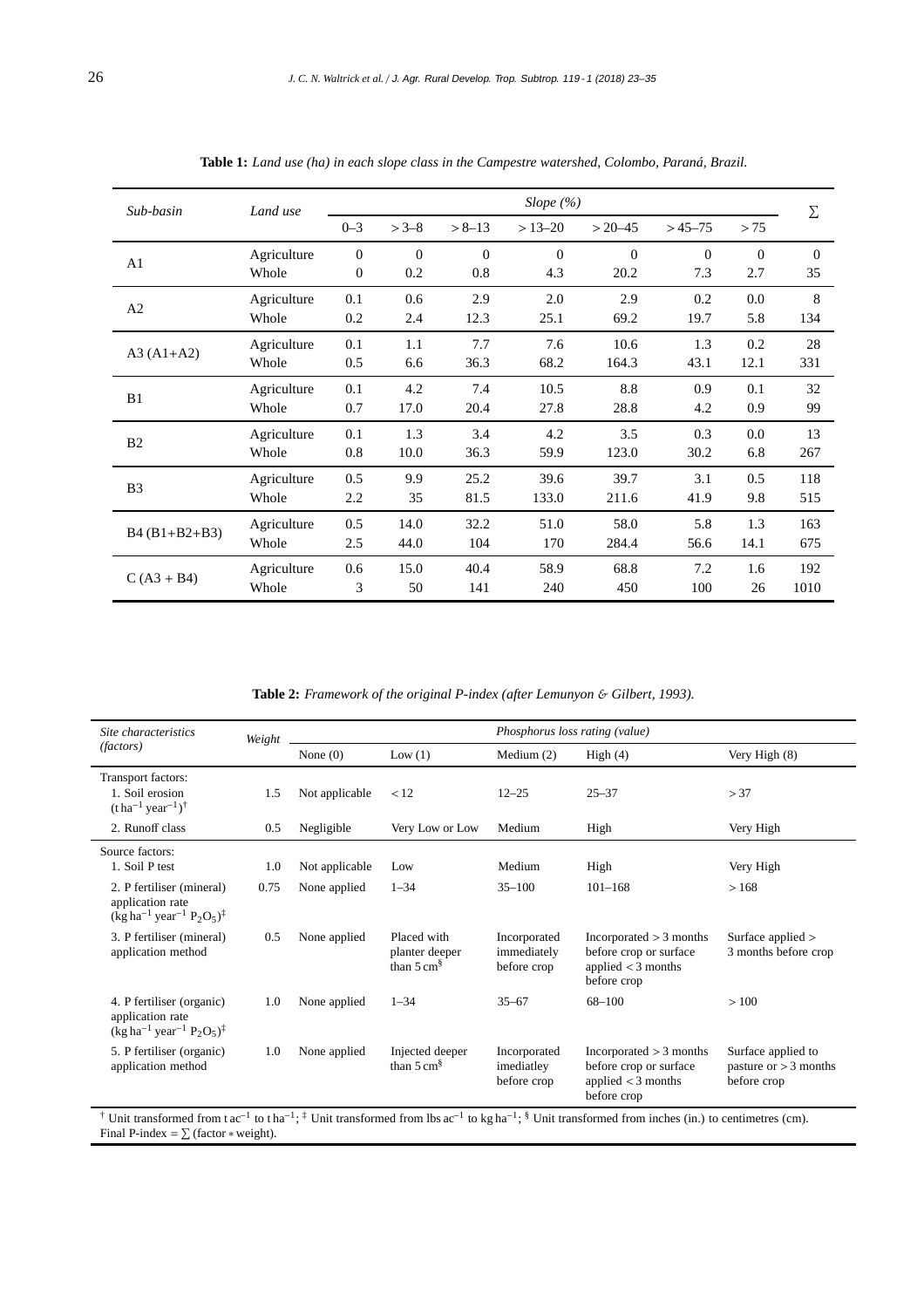**Table 1:** *Land use (ha) in each slope class in the Campestre watershed, Colombo, Paraná, Brazil.*

| *Sub-basin* | *Land use* | *Slope (%)* | | | | | | | ∑ |
|---|---|---|---|---|---|---|---|---|---|
| | | 0–3 | > 3–8 | > 8–13 | > 13–20 | > 20–45 | > 45–75 | > 75 | |
| A1 | Agriculture | 0 | 0 | 0 | 0 | 0 | 0 | 0 | 0 |
| | Whole | 0 | 0.2 | 0.8 | 4.3 | 20.2 | 7.3 | 2.7 | 35 |
| A2 | Agriculture | 0.1 | 0.6 | 2.9 | 2.0 | 2.9 | 0.2 | 0.0 | 8 |
| | Whole | 0.2 | 2.4 | 12.3 | 25.1 | 69.2 | 19.7 | 5.8 | 134 |
| A3 (A1+A2) | Agriculture | 0.1 | 1.1 | 7.7 | 7.6 | 10.6 | 1.3 | 0.2 | 28 |
| | Whole | 0.5 | 6.6 | 36.3 | 68.2 | 164.3 | 43.1 | 12.1 | 331 |
| B1 | Agriculture | 0.1 | 4.2 | 7.4 | 10.5 | 8.8 | 0.9 | 0.1 | 32 |
| | Whole | 0.7 | 17.0 | 20.4 | 27.8 | 28.8 | 4.2 | 0.9 | 99 |
| B2 | Agriculture | 0.1 | 1.3 | 3.4 | 4.2 | 3.5 | 0.3 | 0.0 | 13 |
| | Whole | 0.8 | 10.0 | 36.3 | 59.9 | 123.0 | 30.2 | 6.8 | 267 |
| B3 | Agriculture | 0.5 | 9.9 | 25.2 | 39.6 | 39.7 | 3.1 | 0.5 | 118 |
| | Whole | 2.2 | 35 | 81.5 | 133.0 | 211.6 | 41.9 | 9.8 | 515 |
| B4 (B1+B2+B3) | Agriculture | 0.5 | 14.0 | 32.2 | 51.0 | 58.0 | 5.8 | 1.3 | 163 |
| | Whole | 2.5 | 44.0 | 104 | 170 | 284.4 | 56.6 | 14.1 | 675 |
| C (A3 + B4) | Agriculture | 0.6 | 15.0 | 40.4 | 58.9 | 68.8 | 7.2 | 1.6 | 192 |
| | Whole | 3 | 50 | 141 | 240 | 450 | 100 | 26 | 1010 |

**Table 2:** *Framework of the original P-index (after Lemunyon & Gilbert, 1993).*

| *Site characteristics (factors)* | *Weight* | *Phosphorus loss rating (value)* | | | | |
|---|---|---|---|---|---|---|
| | | None (0) | Low (1) | Medium (2) | High (4) | Very High (8) |
| Transport factors: | | | | | | |
| 1. Soil erosion ($t\,ha^{-1}\,year^{-1}$)[†] | 1.5 | Not applicable | < 12 | 12–25 | 25–37 | > 37 |
| 2. Runoff class | 0.5 | Negligible | Very Low or Low | Medium | High | Very High |
| Source factors: | | | | | | |
| 1. Soil P test | 1.0 | Not applicable | Low | Medium | High | Very High |
| 2. P fertiliser (mineral) application rate ($kg\,ha^{-1}\,year^{-1}\,P_2O_5$)[‡] | 0.75 | None applied | 1–34 | 35–100 | 101–168 | > 168 |
| 3. P fertiliser (mineral) application method | 0.5 | None applied | Placed with planter deeper than 5 cm[§] | Incorporated immediately before crop | Incorporated > 3 months before crop or surface applied < 3 months before crop | Surface applied > 3 months before crop |
| 4. P fertiliser (organic) application rate ($kg\,ha^{-1}\,year^{-1}\,P_2O_5$)[‡] | 1.0 | None applied | 1–34 | 35–67 | 68–100 | > 100 |
| 5. P fertiliser (organic) application method | 1.0 | None applied | Injected deeper than 5 cm[§] | Incorporated imediatley before crop | Incorporated > 3 months before crop or surface applied < 3 months before crop | Surface applied to pasture or > 3 months before crop |

[†] Unit transformed from $t\,ac^{-1}$ to $t\,ha^{-1}$; [‡] Unit transformed from $lbs\,ac^{-1}$ to $kg\,ha^{-1}$; [§] Unit transformed from inches (in.) to centimetres (cm).
Final P-index = $\sum$ (factor ∗ weight).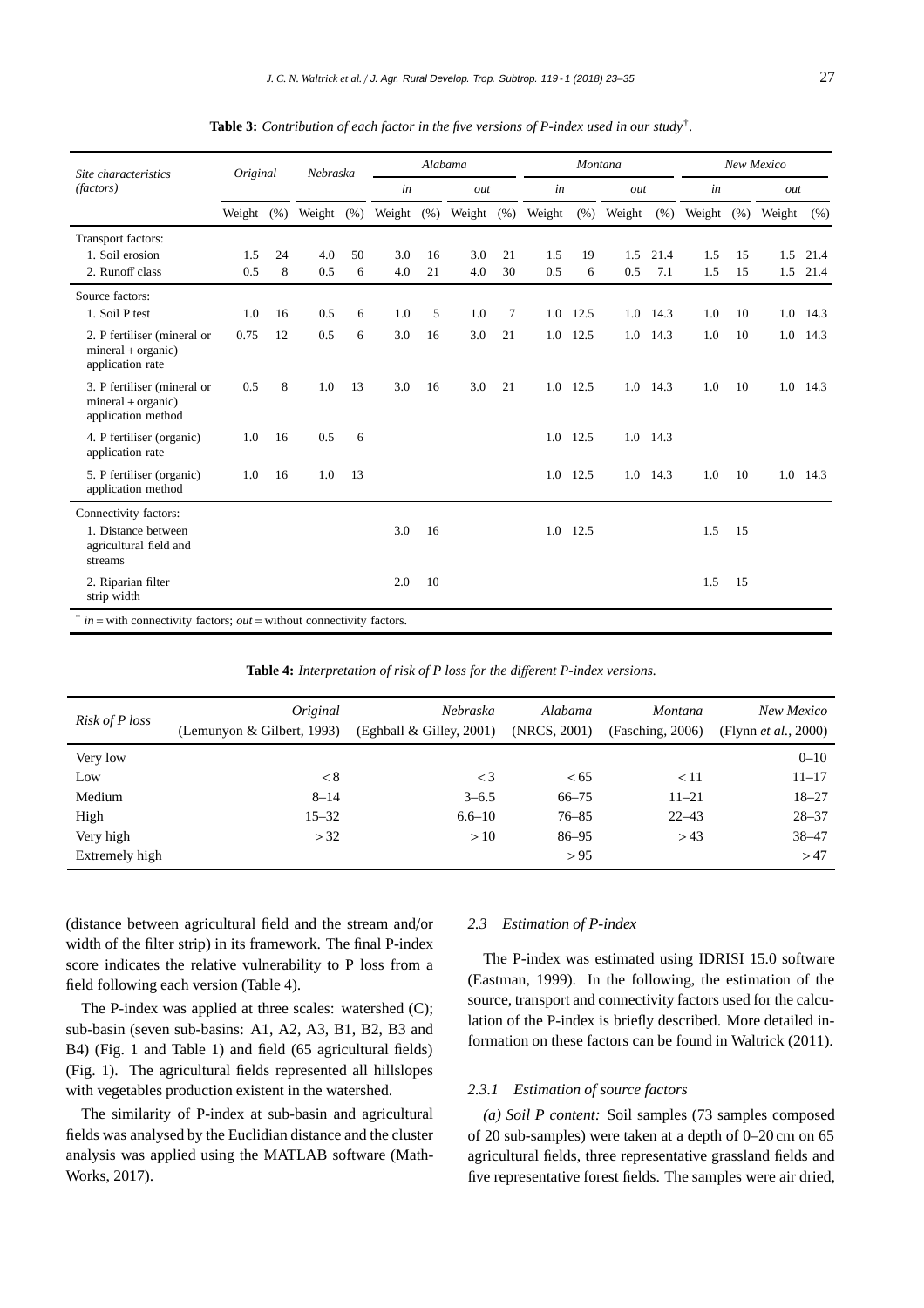**Table 3:** *Contribution of each factor in the five versions of P-index used in our study*[†].

| *Site characteristics (factors)* | *Original* | | *Nebraska* | | *Alabama* | | | | *Montana* | | | | *New Mexico* | | | |
|---|---|---|---|---|---|---|---|---|---|---|---|---|---|---|---|---|
| | | | | | *in* | | *out* | | *in* | | *out* | | *in* | | *out* | |
| | Weight | (%) | Weight | (%) | Weight | (%) | Weight | (%) | Weight | (%) | Weight | (%) | Weight | (%) | Weight | (%) |
| Transport factors: | | | | | | | | | | | | | | | | |
| 1. Soil erosion | 1.5 | 24 | 4.0 | 50 | 3.0 | 16 | 3.0 | 21 | 1.5 | 19 | 1.5 | 21.4 | 1.5 | 15 | 1.5 | 21.4 |
| 2. Runoff class | 0.5 | 8 | 0.5 | 6 | 4.0 | 21 | 4.0 | 30 | 0.5 | 6 | 0.5 | 7.1 | 1.5 | 15 | 1.5 | 21.4 |
| Source factors: | | | | | | | | | | | | | | | | |
| 1. Soil P test | 1.0 | 16 | 0.5 | 6 | 1.0 | 5 | 1.0 | 7 | 1.0 | 12.5 | 1.0 | 14.3 | 1.0 | 10 | 1.0 | 14.3 |
| 2. P fertiliser (mineral or mineral + organic) application rate | 0.75 | 12 | 0.5 | 6 | 3.0 | 16 | 3.0 | 21 | 1.0 | 12.5 | 1.0 | 14.3 | 1.0 | 10 | 1.0 | 14.3 |
| 3. P fertiliser (mineral or mineral + organic) application method | 0.5 | 8 | 1.0 | 13 | 3.0 | 16 | 3.0 | 21 | 1.0 | 12.5 | 1.0 | 14.3 | 1.0 | 10 | 1.0 | 14.3 |
| 4. P fertiliser (organic) application rate | 1.0 | 16 | 0.5 | 6 | | | | | 1.0 | 12.5 | 1.0 | 14.3 | | | | |
| 5. P fertiliser (organic) application method | 1.0 | 16 | 1.0 | 13 | | | | | 1.0 | 12.5 | 1.0 | 14.3 | 1.0 | 10 | 1.0 | 14.3 |
| Connectivity factors: | | | | | | | | | | | | | | | | |
| 1. Distance between agricultural field and streams | | | | | 3.0 | 16 | | | 1.0 | 12.5 | | | 1.5 | 15 | | |
| 2. Riparian filter strip width | | | | | 2.0 | 10 | | | | | | | 1.5 | 15 | | |

[†] *in* = with connectivity factors; *out* = without connectivity factors.

**Table 4:** *Interpretation of risk of P loss for the different P-index versions.*

| *Risk of P loss* | *Original* (Lemunyon & Gilbert, 1993) | *Nebraska* (Eghball & Gilley, 2001) | *Alabama* (NRCS, 2001) | *Montana* (Fasching, 2006) | *New Mexico* (Flynn *et al.*, 2000) |
|---|---|---|---|---|---|
| Very low | | | | | 0–10 |
| Low | < 8 | < 3 | < 65 | < 11 | 11–17 |
| Medium | 8–14 | 3–6.5 | 66–75 | 11–21 | 18–27 |
| High | 15–32 | 6.6–10 | 76–85 | 22–43 | 28–37 |
| Very high | > 32 | > 10 | 86–95 | > 43 | 38–47 |
| Extremely high | | | > 95 | | > 47 |

(distance between agricultural field and the stream and/or width of the filter strip) in its framework. The final P-index score indicates the relative vulnerability to P loss from a field following each version (Table 4).

The P-index was applied at three scales: watershed (C); sub-basin (seven sub-basins: A1, A2, A3, B1, B2, B3 and B4) (Fig. 1 and Table 1) and field (65 agricultural fields) (Fig. 1). The agricultural fields represented all hillslopes with vegetables production existent in the watershed.

The similarity of P-index at sub-basin and agricultural fields was analysed by the Euclidian distance and the cluster analysis was applied using the MATLAB software (MathWorks, 2017).

### *2.3 Estimation of P-index*

The P-index was estimated using IDRISI 15.0 software (Eastman, 1999). In the following, the estimation of the source, transport and connectivity factors used for the calculation of the P-index is briefly described. More detailed information on these factors can be found in Waltrick (2011).

#### *2.3.1 Estimation of source factors*

*(a) Soil P content:* Soil samples (73 samples composed of 20 sub-samples) were taken at a depth of 0–20 cm on 65 agricultural fields, three representative grassland fields and five representative forest fields. The samples were air dried,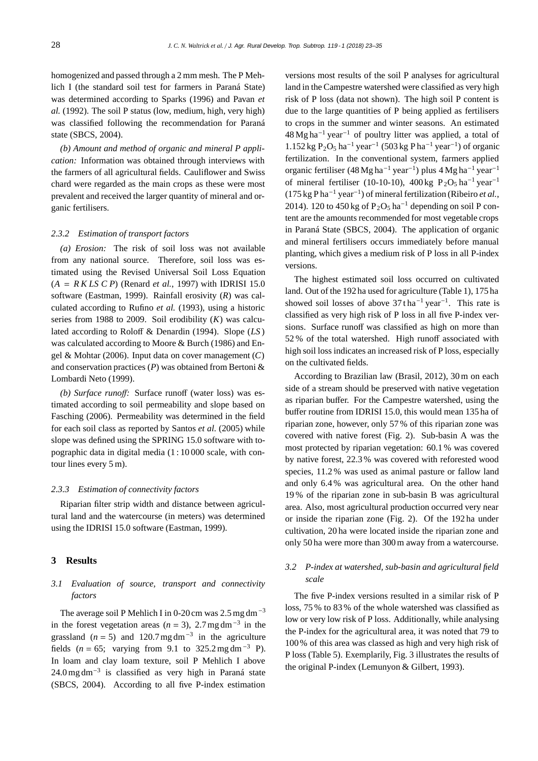homogenized and passed through a 2 mm mesh. The P Mehlich I (the standard soil test for farmers in Paraná State) was determined according to Sparks (1996) and Pavan *et al.* (1992). The soil P status (low, medium, high, very high) was classified following the recommendation for Paraná state (SBCS, 2004).

*(b) Amount and method of organic and mineral P application:* Information was obtained through interviews with the farmers of all agricultural fields. Cauliflower and Swiss chard were regarded as the main crops as these were most prevalent and received the larger quantity of mineral and organic fertilisers.

#### 2.3.2 Estimation of transport factors

*(a) Erosion:* The risk of soil loss was not available from any national source. Therefore, soil loss was estimated using the Revised Universal Soil Loss Equation ($A = R\,K\,LS\,C\,P$) (Renard *et al.*, 1997) with IDRISI 15.0 software (Eastman, 1999). Rainfall erosivity ($R$) was calculated according to Rufino *et al.* (1993), using a historic series from 1988 to 2009. Soil erodibility ($K$) was calculated according to Roloff & Denardin (1994). Slope ($LS$) was calculated according to Moore & Burch (1986) and Engel & Mohtar (2006). Input data on cover management ($C$) and conservation practices ($P$) was obtained from Bertoni & Lombardi Neto (1999).

*(b) Surface runoff:* Surface runoff (water loss) was estimated according to soil permeability and slope based on Fasching (2006). Permeability was determined in the field for each soil class as reported by Santos *et al.* (2005) while slope was defined using the SPRING 15.0 software with topographic data in digital media (1 : 10 000 scale, with contour lines every 5 m).

#### 2.3.3 Estimation of connectivity factors

Riparian filter strip width and distance between agricultural land and the watercourse (in meters) was determined using the IDRISI 15.0 software (Eastman, 1999).

## 3 Results

### 3.1 Evaluation of source, transport and connectivity factors

The average soil P Mehlich I in 0-20 cm was 2.5 mg dm$^{-3}$ in the forest vegetation areas ($n = 3$), 2.7 mg dm$^{-3}$ in the grassland ($n = 5$) and 120.7 mg dm$^{-3}$ in the agriculture fields ($n = 65$; varying from 9.1 to 325.2 mg dm$^{-3}$ P). In loam and clay loam texture, soil P Mehlich I above 24.0 mg dm$^{-3}$ is classified as very high in Paraná state (SBCS, 2004). According to all five P-index estimation versions most results of the soil P analyses for agricultural land in the Campestre watershed were classified as very high risk of P loss (data not shown). The high soil P content is due to the large quantities of P being applied as fertilisers to crops in the summer and winter seasons. An estimated 48 Mg ha$^{-1}$ year$^{-1}$ of poultry litter was applied, a total of 1.152 kg $P_2O_5$ ha$^{-1}$ year$^{-1}$ (503 kg P ha$^{-1}$ year$^{-1}$) of organic fertilization. In the conventional system, farmers applied organic fertiliser (48 Mg ha$^{-1}$ year$^{-1}$) plus 4 Mg ha$^{-1}$ year$^{-1}$ of mineral fertiliser (10-10-10), 400 kg $P_2O_5$ ha$^{-1}$ year$^{-1}$ (175 kg P ha$^{-1}$ year$^{-1}$) of mineral fertilization (Ribeiro *et al.*, 2014). 120 to 450 kg of $P_2O_5$ ha$^{-1}$ depending on soil P content are the amounts recommended for most vegetable crops in Paraná State (SBCS, 2004). The application of organic and mineral fertilisers occurs immediately before manual planting, which gives a medium risk of P loss in all P-index versions.

The highest estimated soil loss occurred on cultivated land. Out of the 192 ha used for agriculture (Table 1), 175 ha showed soil losses of above 37 t ha$^{-1}$ year$^{-1}$. This rate is classified as very high risk of P loss in all five P-index versions. Surface runoff was classified as high on more than 52 % of the total watershed. High runoff associated with high soil loss indicates an increased risk of P loss, especially on the cultivated fields.

According to Brazilian law (Brasil, 2012), 30 m on each side of a stream should be preserved with native vegetation as riparian buffer. For the Campestre watershed, using the buffer routine from IDRISI 15.0, this would mean 135 ha of riparian zone, however, only 57 % of this riparian zone was covered with native forest (Fig. 2). Sub-basin A was the most protected by riparian vegetation: 60.1 % was covered by native forest, 22.3 % was covered with reforested wood species, 11.2 % was used as animal pasture or fallow land and only 6.4 % was agricultural area. On the other hand 19 % of the riparian zone in sub-basin B was agricultural area. Also, most agricultural production occurred very near or inside the riparian zone (Fig. 2). Of the 192 ha under cultivation, 20 ha were located inside the riparian zone and only 50 ha were more than 300 m away from a watercourse.

### 3.2 P-index at watershed, sub-basin and agricultural field scale

The five P-index versions resulted in a similar risk of P loss, 75 % to 83 % of the whole watershed was classified as low or very low risk of P loss. Additionally, while analysing the P-index for the agricultural area, it was noted that 79 to 100 % of this area was classed as high and very high risk of P loss (Table 5). Exemplarily, Fig. 3 illustrates the results of the original P-index (Lemunyon & Gilbert, 1993).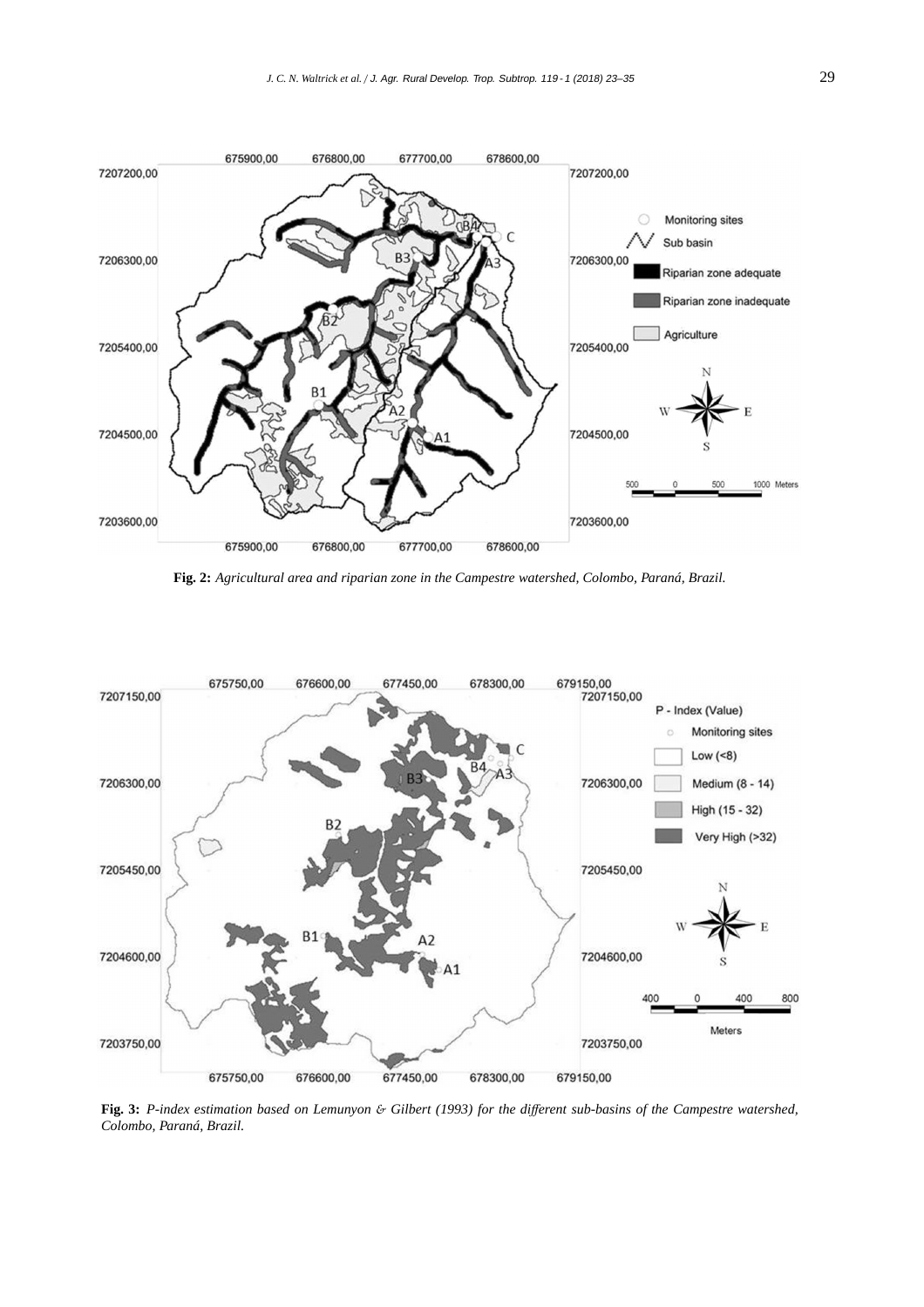**Fig. 2:** *Agricultural area and riparian zone in the Campestre watershed, Colombo, Paraná, Brazil.*

**Fig. 3:** *P-index estimation based on Lemunyon & Gilbert (1993) for the different sub-basins of the Campestre watershed, Colombo, Paraná, Brazil.*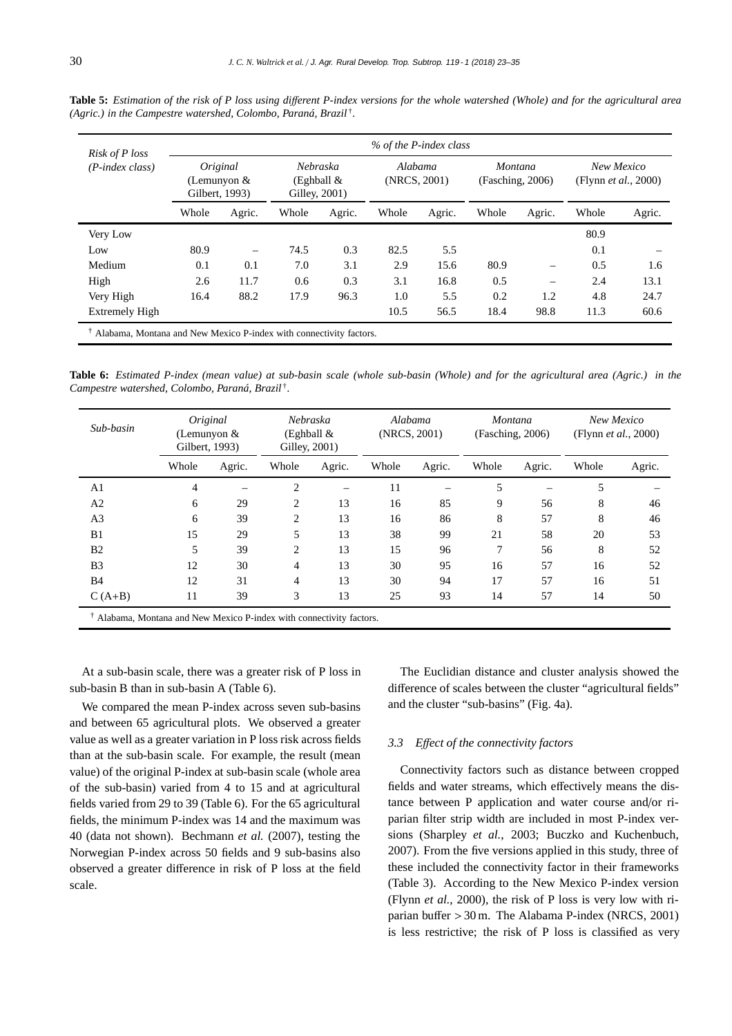**Table 5:** *Estimation of the risk of P loss using different P-index versions for the whole watershed (Whole) and for the agricultural area (Agric.) in the Campestre watershed, Colombo, Paraná, Brazil*[†].

| *Risk of P loss (P-index class)* | *% of the P-index class* | | | | | | | | | |
|---|---|---|---|---|---|---|---|---|---|---|
| | *Original* (Lemunyon & Gilbert, 1993) | | *Nebraska* (Eghball & Gilley, 2001) | | *Alabama* (NRCS, 2001) | | *Montana* (Fasching, 2006) | | *New Mexico* (Flynn *et al.*, 2000) | |
| | Whole | Agric. | Whole | Agric. | Whole | Agric. | Whole | Agric. | Whole | Agric. |
| Very Low | | | | | | | | | 80.9 | |
| Low | 80.9 | – | 74.5 | 0.3 | 82.5 | 5.5 | | | 0.1 | – |
| Medium | 0.1 | 0.1 | 7.0 | 3.1 | 2.9 | 15.6 | 80.9 | – | 0.5 | 1.6 |
| High | 2.6 | 11.7 | 0.6 | 0.3 | 3.1 | 16.8 | 0.5 | – | 2.4 | 13.1 |
| Very High | 16.4 | 88.2 | 17.9 | 96.3 | 1.0 | 5.5 | 0.2 | 1.2 | 4.8 | 24.7 |
| Extremely High | | | | | 10.5 | 56.5 | 18.4 | 98.8 | 11.3 | 60.6 |

[†] Alabama, Montana and New Mexico P-index with connectivity factors.

**Table 6:** *Estimated P-index (mean value) at sub-basin scale (whole sub-basin (Whole) and for the agricultural area (Agric.) in the Campestre watershed, Colombo, Paraná, Brazil*[†].

| *Sub-basin* | *Original* (Lemunyon & Gilbert, 1993) | | *Nebraska* (Eghball & Gilley, 2001) | | *Alabama* (NRCS, 2001) | | *Montana* (Fasching, 2006) | | *New Mexico* (Flynn *et al.*, 2000) | |
|---|---|---|---|---|---|---|---|---|---|---|
| | Whole | Agric. | Whole | Agric. | Whole | Agric. | Whole | Agric. | Whole | Agric. |
| A1 | 4 | – | 2 | – | 11 | – | 5 | – | 5 | – |
| A2 | 6 | 29 | 2 | 13 | 16 | 85 | 9 | 56 | 8 | 46 |
| A3 | 6 | 39 | 2 | 13 | 16 | 86 | 8 | 57 | 8 | 46 |
| B1 | 15 | 29 | 5 | 13 | 38 | 99 | 21 | 58 | 20 | 53 |
| B2 | 5 | 39 | 2 | 13 | 15 | 96 | 7 | 56 | 8 | 52 |
| B3 | 12 | 30 | 4 | 13 | 30 | 95 | 16 | 57 | 16 | 52 |
| B4 | 12 | 31 | 4 | 13 | 30 | 94 | 17 | 57 | 16 | 51 |
| C (A+B) | 11 | 39 | 3 | 13 | 25 | 93 | 14 | 57 | 14 | 50 |

[†] Alabama, Montana and New Mexico P-index with connectivity factors.

At a sub-basin scale, there was a greater risk of P loss in sub-basin B than in sub-basin A (Table 6).

We compared the mean P-index across seven sub-basins and between 65 agricultural plots. We observed a greater value as well as a greater variation in P loss risk across fields than at the sub-basin scale. For example, the result (mean value) of the original P-index at sub-basin scale (whole area of the sub-basin) varied from 4 to 15 and at agricultural fields varied from 29 to 39 (Table 6). For the 65 agricultural fields, the minimum P-index was 14 and the maximum was 40 (data not shown). Bechmann *et al.* (2007), testing the Norwegian P-index across 50 fields and 9 sub-basins also observed a greater difference in risk of P loss at the field scale.

The Euclidian distance and cluster analysis showed the difference of scales between the cluster "agricultural fields" and the cluster "sub-basins" (Fig. 4a).

### *3.3 Effect of the connectivity factors*

Connectivity factors such as distance between cropped fields and water streams, which effectively means the distance between P application and water course and/or riparian filter strip width are included in most P-index versions (Sharpley *et al.*, 2003; Buczko and Kuchenbuch, 2007). From the five versions applied in this study, three of these included the connectivity factor in their frameworks (Table 3). According to the New Mexico P-index version (Flynn *et al.*, 2000), the risk of P loss is very low with riparian buffer > 30 m. The Alabama P-index (NRCS, 2001) is less restrictive; the risk of P loss is classified as very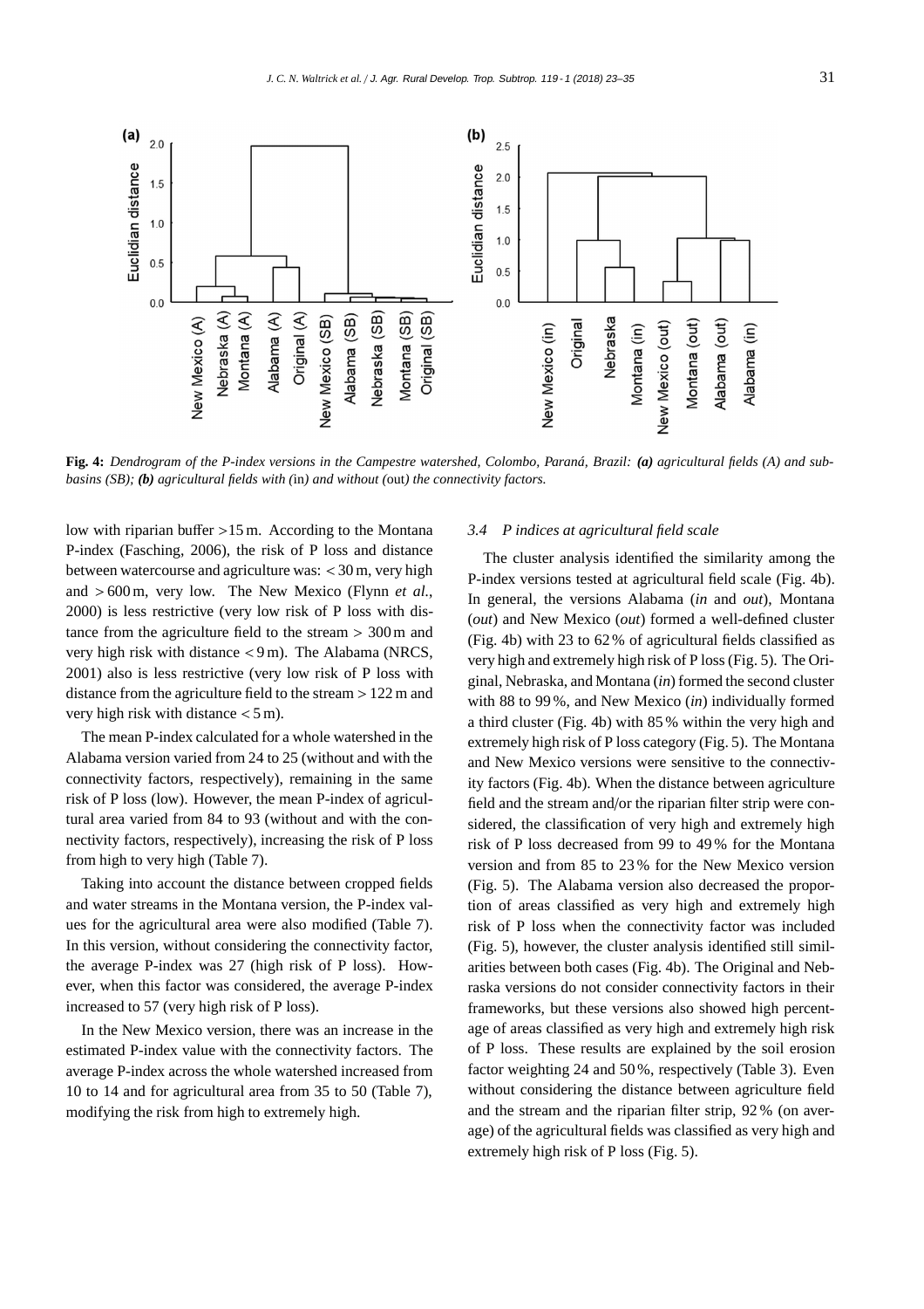**Fig. 4:** *Dendrogram of the P-index versions in the Campestre watershed, Colombo, Paraná, Brazil:* ***(a)*** *agricultural fields (A) and sub-basins (SB);* ***(b)*** *agricultural fields with (*in*) and without (*out*) the connectivity factors.*

low with riparian buffer >15 m. According to the Montana P-index (Fasching, 2006), the risk of P loss and distance between watercourse and agriculture was: < 30 m, very high and > 600 m, very low. The New Mexico (Flynn *et al.*, 2000) is less restrictive (very low risk of P loss with distance from the agriculture field to the stream > 300 m and very high risk with distance < 9 m). The Alabama (NRCS, 2001) also is less restrictive (very low risk of P loss with distance from the agriculture field to the stream > 122 m and very high risk with distance < 5 m).

The mean P-index calculated for a whole watershed in the Alabama version varied from 24 to 25 (without and with the connectivity factors, respectively), remaining in the same risk of P loss (low). However, the mean P-index of agricultural area varied from 84 to 93 (without and with the connectivity factors, respectively), increasing the risk of P loss from high to very high (Table 7).

Taking into account the distance between cropped fields and water streams in the Montana version, the P-index values for the agricultural area were also modified (Table 7). In this version, without considering the connectivity factor, the average P-index was 27 (high risk of P loss). However, when this factor was considered, the average P-index increased to 57 (very high risk of P loss).

In the New Mexico version, there was an increase in the estimated P-index value with the connectivity factors. The average P-index across the whole watershed increased from 10 to 14 and for agricultural area from 35 to 50 (Table 7), modifying the risk from high to extremely high.

### *3.4 P indices at agricultural field scale*

The cluster analysis identified the similarity among the P-index versions tested at agricultural field scale (Fig. 4b). In general, the versions Alabama (*in* and *out*), Montana (*out*) and New Mexico (*out*) formed a well-defined cluster (Fig. 4b) with 23 to 62 % of agricultural fields classified as very high and extremely high risk of P loss (Fig. 5). The Original, Nebraska, and Montana (*in*) formed the second cluster with 88 to 99 %, and New Mexico (*in*) individually formed a third cluster (Fig. 4b) with 85 % within the very high and extremely high risk of P loss category (Fig. 5). The Montana and New Mexico versions were sensitive to the connectivity factors (Fig. 4b). When the distance between agriculture field and the stream and/or the riparian filter strip were considered, the classification of very high and extremely high risk of P loss decreased from 99 to 49 % for the Montana version and from 85 to 23 % for the New Mexico version (Fig. 5). The Alabama version also decreased the proportion of areas classified as very high and extremely high risk of P loss when the connectivity factor was included (Fig. 5), however, the cluster analysis identified still similarities between both cases (Fig. 4b). The Original and Nebraska versions do not consider connectivity factors in their frameworks, but these versions also showed high percentage of areas classified as very high and extremely high risk of P loss. These results are explained by the soil erosion factor weighting 24 and 50 %, respectively (Table 3). Even without considering the distance between agriculture field and the stream and the riparian filter strip, 92 % (on average) of the agricultural fields was classified as very high and extremely high risk of P loss (Fig. 5).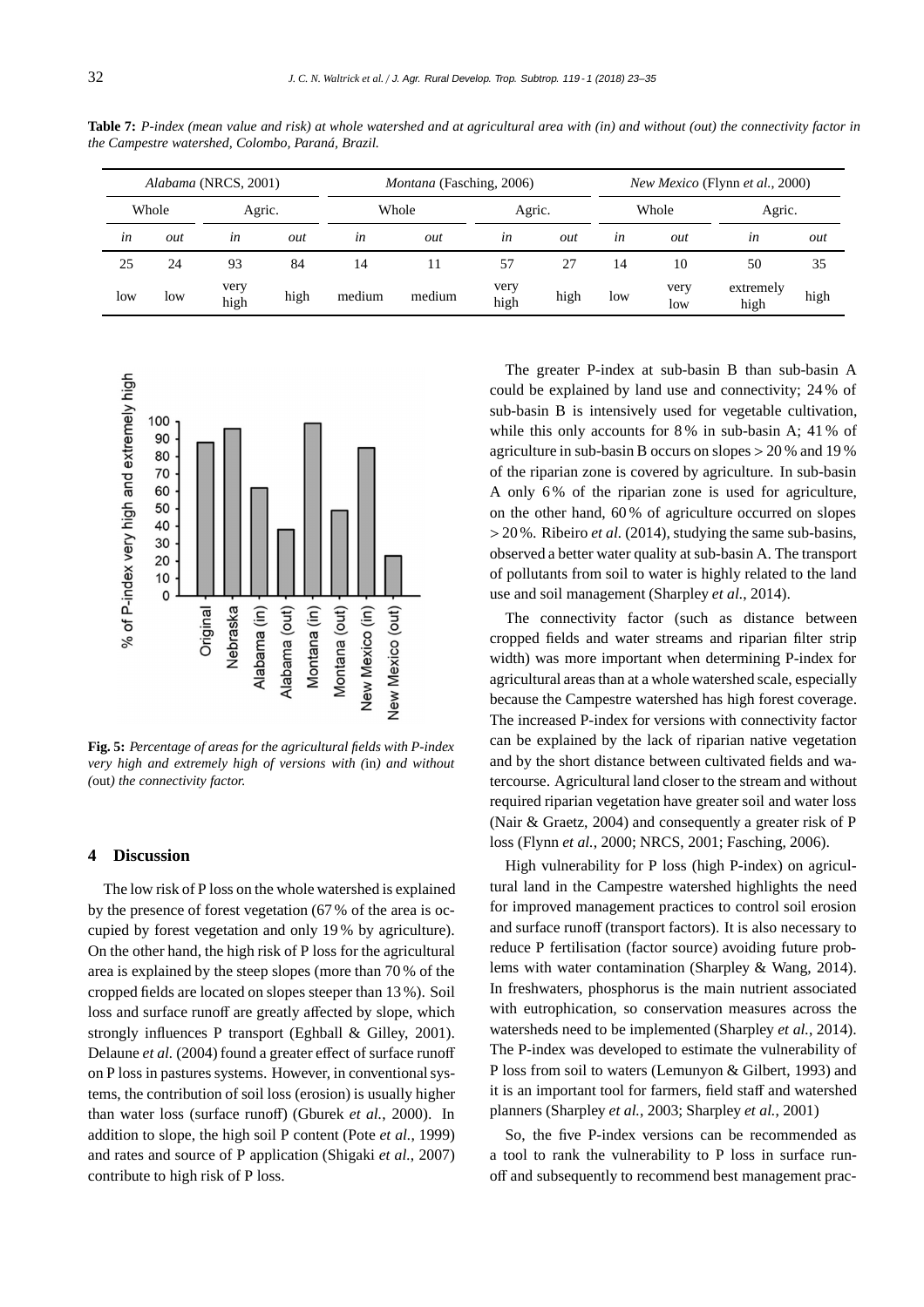**Table 7:** *P-index (mean value and risk) at whole watershed and at agricultural area with (in) and without (out) the connectivity factor in the Campestre watershed, Colombo, Paraná, Brazil.*

| *Alabama* (NRCS, 2001) | | | | *Montana* (Fasching, 2006) | | | | *New Mexico* (Flynn *et al.*, 2000) | | | |
|---|---|---|---|---|---|---|---|---|---|---|---|
| Whole | | Agric. | | Whole | | Agric. | | Whole | | Agric. | |
| *in* | *out* | *in* | *out* | *in* | *out* | *in* | *out* | *in* | *out* | *in* | *out* |
| 25 | 24 | 93 | 84 | 14 | 11 | 57 | 27 | 14 | 10 | 50 | 35 |
| low | low | very high | high | medium | medium | very high | high | low | very low | extremely high | high |

**Fig. 5:** *Percentage of areas for the agricultural fields with P-index very high and extremely high of versions with (*in*) and without (*out*) the connectivity factor.*

## 4 Discussion

The low risk of P loss on the whole watershed is explained by the presence of forest vegetation (67 % of the area is occupied by forest vegetation and only 19 % by agriculture). On the other hand, the high risk of P loss for the agricultural area is explained by the steep slopes (more than 70 % of the cropped fields are located on slopes steeper than 13 %). Soil loss and surface runoff are greatly affected by slope, which strongly influences P transport (Eghball & Gilley, 2001). Delaune *et al.* (2004) found a greater effect of surface runoff on P loss in pastures systems. However, in conventional systems, the contribution of soil loss (erosion) is usually higher than water loss (surface runoff) (Gburek *et al.*, 2000). In addition to slope, the high soil P content (Pote *et al.*, 1999) and rates and source of P application (Shigaki *et al.*, 2007) contribute to high risk of P loss.

The greater P-index at sub-basin B than sub-basin A could be explained by land use and connectivity; 24 % of sub-basin B is intensively used for vegetable cultivation, while this only accounts for 8 % in sub-basin A; 41 % of agriculture in sub-basin B occurs on slopes > 20 % and 19 % of the riparian zone is covered by agriculture. In sub-basin A only 6 % of the riparian zone is used for agriculture, on the other hand, 60 % of agriculture occurred on slopes > 20 %. Ribeiro *et al.* (2014), studying the same sub-basins, observed a better water quality at sub-basin A. The transport of pollutants from soil to water is highly related to the land use and soil management (Sharpley *et al.*, 2014).

The connectivity factor (such as distance between cropped fields and water streams and riparian filter strip width) was more important when determining P-index for agricultural areas than at a whole watershed scale, especially because the Campestre watershed has high forest coverage. The increased P-index for versions with connectivity factor can be explained by the lack of riparian native vegetation and by the short distance between cultivated fields and watercourse. Agricultural land closer to the stream and without required riparian vegetation have greater soil and water loss (Nair & Graetz, 2004) and consequently a greater risk of P loss (Flynn *et al.*, 2000; NRCS, 2001; Fasching, 2006).

High vulnerability for P loss (high P-index) on agricultural land in the Campestre watershed highlights the need for improved management practices to control soil erosion and surface runoff (transport factors). It is also necessary to reduce P fertilisation (factor source) avoiding future problems with water contamination (Sharpley & Wang, 2014). In freshwaters, phosphorus is the main nutrient associated with eutrophication, so conservation measures across the watersheds need to be implemented (Sharpley *et al.*, 2014). The P-index was developed to estimate the vulnerability of P loss from soil to waters (Lemunyon & Gilbert, 1993) and it is an important tool for farmers, field staff and watershed planners (Sharpley *et al.*, 2003; Sharpley *et al.*, 2001)

So, the five P-index versions can be recommended as a tool to rank the vulnerability to P loss in surface runoff and subsequently to recommend best management prac-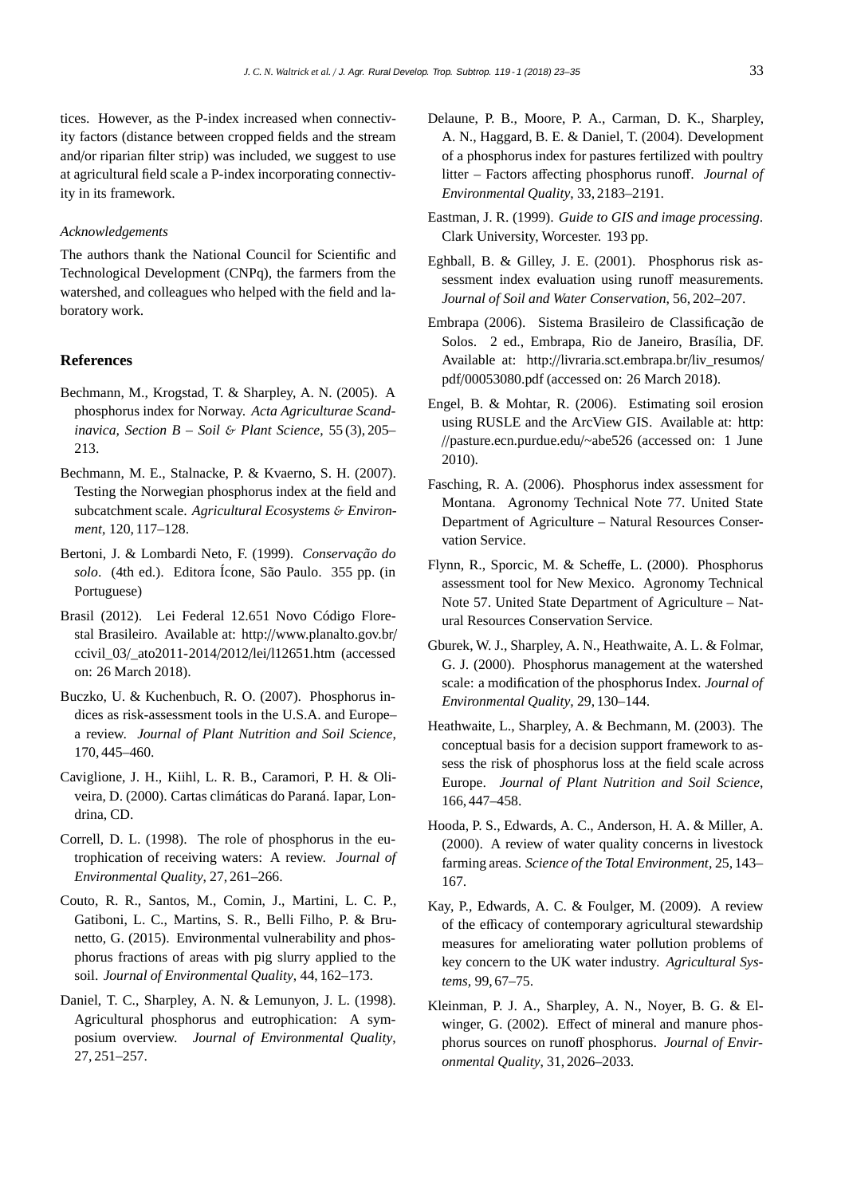tices. However, as the P-index increased when connectivity factors (distance between cropped fields and the stream and/or riparian filter strip) was included, we suggest to use at agricultural field scale a P-index incorporating connectivity in its framework.

*Acknowledgements*

The authors thank the National Council for Scientific and Technological Development (CNPq), the farmers from the watershed, and colleagues who helped with the field and laboratory work.

## References

Bechmann, M., Krogstad, T. & Sharpley, A. N. (2005). A phosphorus index for Norway. *Acta Agriculturae Scandinavica, Section B – Soil & Plant Science*, 55 (3), 205–213.

Bechmann, M. E., Stalnacke, P. & Kvaerno, S. H. (2007). Testing the Norwegian phosphorus index at the field and subcatchment scale. *Agricultural Ecosystems & Environment*, 120, 117–128.

Bertoni, J. & Lombardi Neto, F. (1999). *Conservação do solo*. (4th ed.). Editora Ícone, São Paulo. 355 pp. (in Portuguese)

Brasil (2012). Lei Federal 12.651 Novo Código Florestal Brasileiro. Available at: http://www.planalto.gov.br/ccivil_03/_ato2011-2014/2012/lei/l12651.htm (accessed on: 26 March 2018).

Buczko, U. & Kuchenbuch, R. O. (2007). Phosphorus indices as risk-assessment tools in the U.S.A. and Europe–a review. *Journal of Plant Nutrition and Soil Science*, 170, 445–460.

Caviglione, J. H., Kiihl, L. R. B., Caramori, P. H. & Oliveira, D. (2000). Cartas climáticas do Paraná. Iapar, Londrina, CD.

Correll, D. L. (1998). The role of phosphorus in the eutrophication of receiving waters: A review. *Journal of Environmental Quality*, 27, 261–266.

Couto, R. R., Santos, M., Comin, J., Martini, L. C. P., Gatiboni, L. C., Martins, S. R., Belli Filho, P. & Brunetto, G. (2015). Environmental vulnerability and phosphorus fractions of areas with pig slurry applied to the soil. *Journal of Environmental Quality*, 44, 162–173.

Daniel, T. C., Sharpley, A. N. & Lemunyon, J. L. (1998). Agricultural phosphorus and eutrophication: A symposium overview. *Journal of Environmental Quality*, 27, 251–257.

Delaune, P. B., Moore, P. A., Carman, D. K., Sharpley, A. N., Haggard, B. E. & Daniel, T. (2004). Development of a phosphorus index for pastures fertilized with poultry litter – Factors affecting phosphorus runoff. *Journal of Environmental Quality*, 33, 2183–2191.

Eastman, J. R. (1999). *Guide to GIS and image processing*. Clark University, Worcester. 193 pp.

Eghball, B. & Gilley, J. E. (2001). Phosphorus risk assessment index evaluation using runoff measurements. *Journal of Soil and Water Conservation*, 56, 202–207.

Embrapa (2006). Sistema Brasileiro de Classificação de Solos. 2 ed., Embrapa, Rio de Janeiro, Brasília, DF. Available at: http://livraria.sct.embrapa.br/liv_resumos/pdf/00053080.pdf (accessed on: 26 March 2018).

Engel, B. & Mohtar, R. (2006). Estimating soil erosion using RUSLE and the ArcView GIS. Available at: http://pasture.ecn.purdue.edu/~abe526 (accessed on: 1 June 2010).

Fasching, R. A. (2006). Phosphorus index assessment for Montana. Agronomy Technical Note 77. United State Department of Agriculture – Natural Resources Conservation Service.

Flynn, R., Sporcic, M. & Scheffe, L. (2000). Phosphorus assessment tool for New Mexico. Agronomy Technical Note 57. United State Department of Agriculture – Natural Resources Conservation Service.

Gburek, W. J., Sharpley, A. N., Heathwaite, A. L. & Folmar, G. J. (2000). Phosphorus management at the watershed scale: a modification of the phosphorus Index. *Journal of Environmental Quality*, 29, 130–144.

Heathwaite, L., Sharpley, A. & Bechmann, M. (2003). The conceptual basis for a decision support framework to assess the risk of phosphorus loss at the field scale across Europe. *Journal of Plant Nutrition and Soil Science*, 166, 447–458.

Hooda, P. S., Edwards, A. C., Anderson, H. A. & Miller, A. (2000). A review of water quality concerns in livestock farming areas. *Science of the Total Environment*, 25, 143–167.

Kay, P., Edwards, A. C. & Foulger, M. (2009). A review of the efficacy of contemporary agricultural stewardship measures for ameliorating water pollution problems of key concern to the UK water industry. *Agricultural Systems*, 99, 67–75.

Kleinman, P. J. A., Sharpley, A. N., Noyer, B. G. & Elwinger, G. (2002). Effect of mineral and manure phosphorus sources on runoff phosphorus. *Journal of Environmental Quality*, 31, 2026–2033.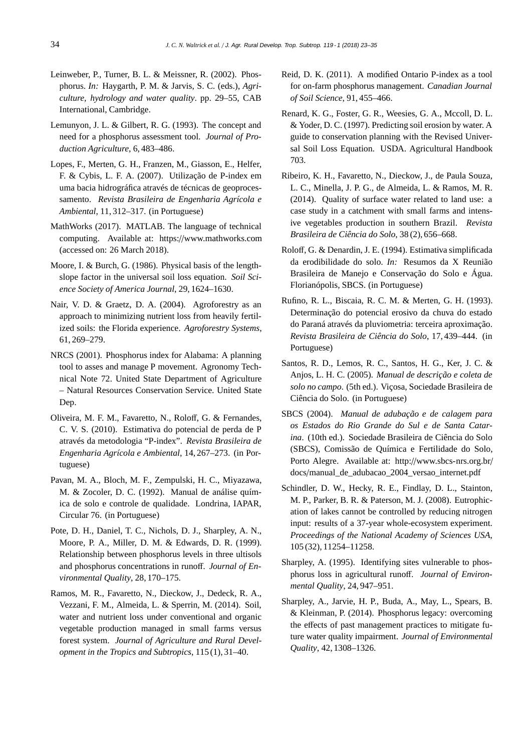Leinweber, P., Turner, B. L. & Meissner, R. (2002). Phosphorus. *In:* Haygarth, P. M. & Jarvis, S. C. (eds.), *Agriculture, hydrology and water quality*. pp. 29–55, CAB International, Cambridge.

Lemunyon, J. L. & Gilbert, R. G. (1993). The concept and need for a phosphorus assessment tool. *Journal of Production Agriculture*, 6, 483–486.

Lopes, F., Merten, G. H., Franzen, M., Giasson, E., Helfer, F. & Cybis, L. F. A. (2007). Utilização de P-index em uma bacia hidrográfica através de técnicas de geoprocessamento. *Revista Brasileira de Engenharia Agrícola e Ambiental*, 11, 312–317. (in Portuguese)

MathWorks (2017). MATLAB. The language of technical computing. Available at: https://www.mathworks.com (accessed on: 26 March 2018).

Moore, I. & Burch, G. (1986). Physical basis of the length-slope factor in the universal soil loss equation. *Soil Science Society of America Journal*, 29, 1624–1630.

Nair, V. D. & Graetz, D. A. (2004). Agroforestry as an approach to minimizing nutrient loss from heavily fertilized soils: the Florida experience. *Agroforestry Systems*, 61, 269–279.

NRCS (2001). Phosphorus index for Alabama: A planning tool to asses and manage P movement. Agronomy Technical Note 72. United State Department of Agriculture – Natural Resources Conservation Service. United State Dep.

Oliveira, M. F. M., Favaretto, N., Roloff, G. & Fernandes, C. V. S. (2010). Estimativa do potencial de perda de P através da metodologia "P-index". *Revista Brasileira de Engenharia Agrícola e Ambiental*, 14, 267–273. (in Portuguese)

Pavan, M. A., Bloch, M. F., Zempulski, H. C., Miyazawa, M. & Zocoler, D. C. (1992). Manual de análise química de solo e controle de qualidade. Londrina, IAPAR, Circular 76. (in Portuguese)

Pote, D. H., Daniel, T. C., Nichols, D. J., Sharpley, A. N., Moore, P. A., Miller, D. M. & Edwards, D. R. (1999). Relationship between phosphorus levels in three ultisols and phosphorus concentrations in runoff. *Journal of Environmental Quality*, 28, 170–175.

Ramos, M. R., Favaretto, N., Dieckow, J., Dedeck, R. A., Vezzani, F. M., Almeida, L. & Sperrin, M. (2014). Soil, water and nutrient loss under conventional and organic vegetable production managed in small farms versus forest system. *Journal of Agriculture and Rural Development in the Tropics and Subtropics*, 115 (1), 31–40.

Reid, D. K. (2011). A modified Ontario P-index as a tool for on-farm phosphorus management. *Canadian Journal of Soil Science*, 91, 455–466.

Renard, K. G., Foster, G. R., Weesies, G. A., Mccoll, D. L. & Yoder, D. C. (1997). Predicting soil erosion by water. A guide to conservation planning with the Revised Universal Soil Loss Equation. USDA. Agricultural Handbook 703.

Ribeiro, K. H., Favaretto, N., Dieckow, J., de Paula Souza, L. C., Minella, J. P. G., de Almeida, L. & Ramos, M. R. (2014). Quality of surface water related to land use: a case study in a catchment with small farms and intensive vegetables production in southern Brazil. *Revista Brasileira de Ciência do Solo*, 38 (2), 656–668.

Roloff, G. & Denardin, J. E. (1994). Estimativa simplificada da erodibilidade do solo. *In:* Resumos da X Reunião Brasileira de Manejo e Conservação do Solo e Água. Florianópolis, SBCS. (in Portuguese)

Rufino, R. L., Biscaia, R. C. M. & Merten, G. H. (1993). Determinação do potencial erosivo da chuva do estado do Paraná através da pluviometria: terceira aproximação. *Revista Brasileira de Ciência do Solo*, 17, 439–444. (in Portuguese)

Santos, R. D., Lemos, R. C., Santos, H. G., Ker, J. C. & Anjos, L. H. C. (2005). *Manual de descrição e coleta de solo no campo*. (5th ed.). Viçosa, Sociedade Brasileira de Ciência do Solo. (in Portuguese)

SBCS (2004). *Manual de adubação e de calagem para os Estados do Rio Grande do Sul e de Santa Catarina*. (10th ed.). Sociedade Brasileira de Ciência do Solo (SBCS), Comissão de Química e Fertilidade do Solo, Porto Alegre. Available at: http://www.sbcs-nrs.org.br/docs/manual_de_adubacao_2004_versao_internet.pdf

Schindler, D. W., Hecky, R. E., Findlay, D. L., Stainton, M. P., Parker, B. R. & Paterson, M. J. (2008). Eutrophication of lakes cannot be controlled by reducing nitrogen input: results of a 37-year whole-ecosystem experiment. *Proceedings of the National Academy of Sciences USA*, 105 (32), 11254–11258.

Sharpley, A. (1995). Identifying sites vulnerable to phosphorus loss in agricultural runoff. *Journal of Environmental Quality*, 24, 947–951.

Sharpley, A., Jarvie, H. P., Buda, A., May, L., Spears, B. & Kleinman, P. (2014). Phosphorus legacy: overcoming the effects of past management practices to mitigate future water quality impairment. *Journal of Environmental Quality*, 42, 1308–1326.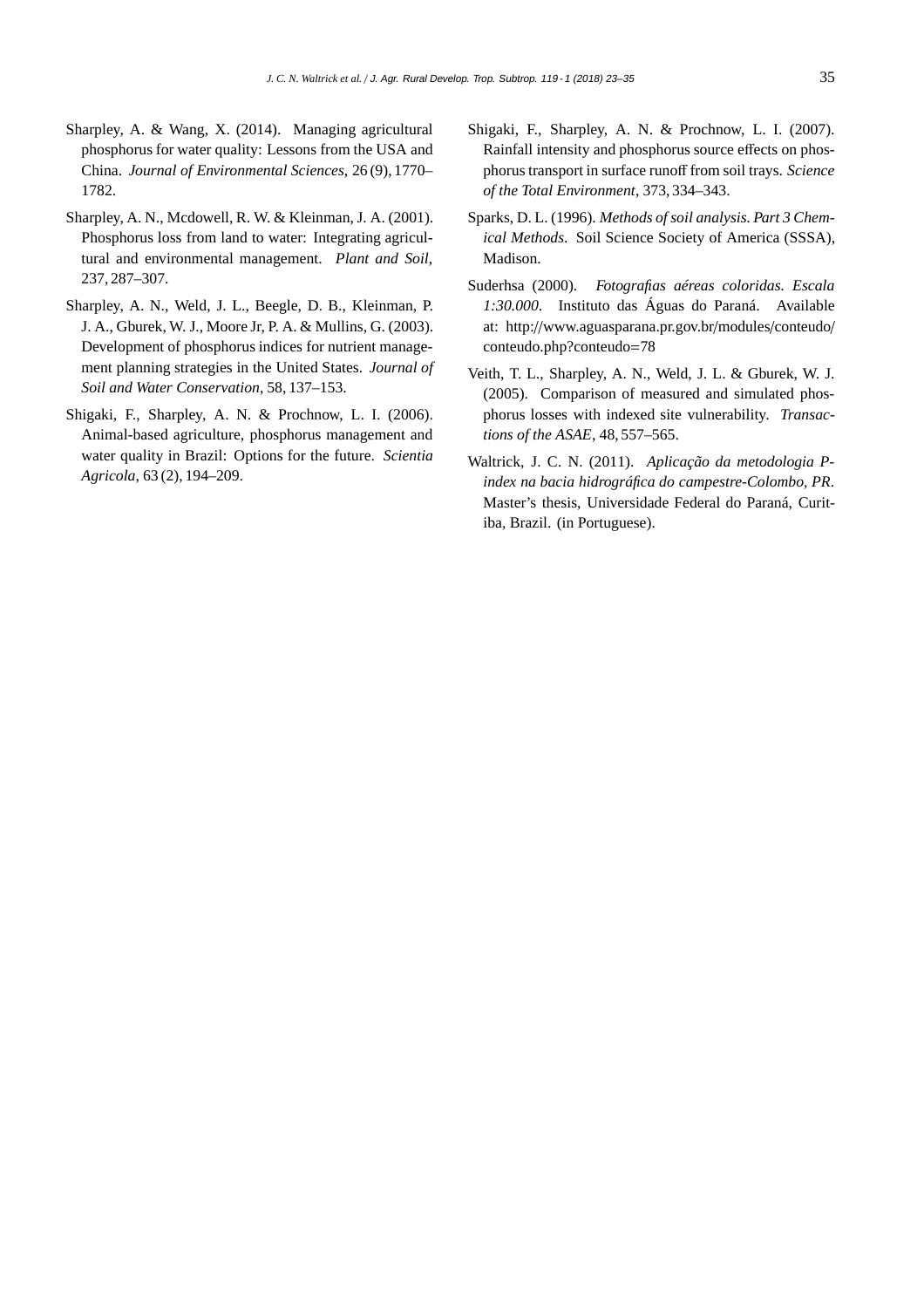Sharpley, A. & Wang, X. (2014). Managing agricultural phosphorus for water quality: Lessons from the USA and China. *Journal of Environmental Sciences*, 26 (9), 1770–1782.

Sharpley, A. N., Mcdowell, R. W. & Kleinman, J. A. (2001). Phosphorus loss from land to water: Integrating agricultural and environmental management. *Plant and Soil*, 237, 287–307.

Sharpley, A. N., Weld, J. L., Beegle, D. B., Kleinman, P. J. A., Gburek, W. J., Moore Jr, P. A. & Mullins, G. (2003). Development of phosphorus indices for nutrient management planning strategies in the United States. *Journal of Soil and Water Conservation*, 58, 137–153.

Shigaki, F., Sharpley, A. N. & Prochnow, L. I. (2006). Animal-based agriculture, phosphorus management and water quality in Brazil: Options for the future. *Scientia Agricola*, 63 (2), 194–209.

Shigaki, F., Sharpley, A. N. & Prochnow, L. I. (2007). Rainfall intensity and phosphorus source effects on phosphorus transport in surface runoff from soil trays. *Science of the Total Environment*, 373, 334–343.

Sparks, D. L. (1996). *Methods of soil analysis. Part 3 Chemical Methods*. Soil Science Society of America (SSSA), Madison.

Suderhsa (2000). *Fotografias aéreas coloridas. Escala 1:30.000*. Instituto das Águas do Paraná. Available at: http://www.aguasparana.pr.gov.br/modules/conteudo/conteudo.php?conteudo=78

Veith, T. L., Sharpley, A. N., Weld, J. L. & Gburek, W. J. (2005). Comparison of measured and simulated phosphorus losses with indexed site vulnerability. *Transactions of the ASAE*, 48, 557–565.

Waltrick, J. C. N. (2011). *Aplicação da metodologia P-index na bacia hidrográfica do campestre-Colombo, PR*. Master's thesis, Universidade Federal do Paraná, Curitiba, Brazil. (in Portuguese).